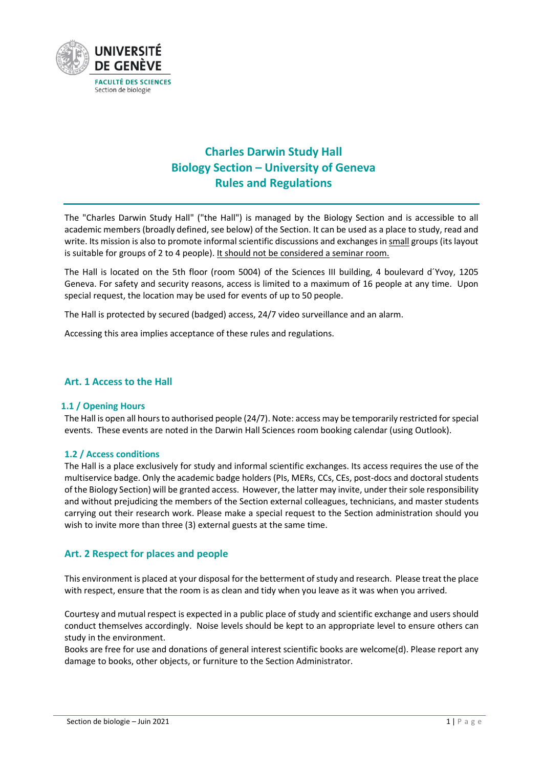UNIVERSITÉ DE GENÈVE

FACULTÉ DES SCIENCES

Section de biologie

# Charles Darwin Study Hall
# Biology Section – University of Geneva
# Rules and Regulations

The "Charles Darwin Study Hall" ("the Hall") is managed by the Biology Section and is accessible to all academic members (broadly defined, see below) of the Section. It can be used as a place to study, read and write. Its mission is also to promote informal scientific discussions and exchanges in <u>small</u> groups (its layout is suitable for groups of 2 to 4 people). <u>It should not be considered a seminar room.</u>

The Hall is located on the 5th floor (room 5004) of the Sciences III building, 4 boulevard d´Yvoy, 1205 Geneva. For safety and security reasons, access is limited to a maximum of 16 people at any time. Upon special request, the location may be used for events of up to 50 people.

The Hall is protected by secured (badged) access, 24/7 video surveillance and an alarm.

Accessing this area implies acceptance of these rules and regulations.

## Art. 1 Access to the Hall

### 1.1 / Opening Hours

The Hall is open all hours to authorised people (24/7). Note: access may be temporarily restricted for special events. These events are noted in the Darwin Hall Sciences room booking calendar (using Outlook).

### 1.2 / Access conditions

The Hall is a place exclusively for study and informal scientific exchanges. Its access requires the use of the multiservice badge. Only the academic badge holders (PIs, MERs, CCs, CEs, post-docs and doctoral students of the Biology Section) will be granted access. However, the latter may invite, under their sole responsibility and without prejudicing the members of the Section external colleagues, technicians, and master students carrying out their research work. Please make a special request to the Section administration should you wish to invite more than three (3) external guests at the same time.

## Art. 2 Respect for places and people

This environment is placed at your disposal for the betterment of study and research. Please treat the place with respect, ensure that the room is as clean and tidy when you leave as it was when you arrived.

Courtesy and mutual respect is expected in a public place of study and scientific exchange and users should conduct themselves accordingly. Noise levels should be kept to an appropriate level to ensure others can study in the environment.

Books are free for use and donations of general interest scientific books are welcome(d). Please report any damage to books, other objects, or furniture to the Section Administrator.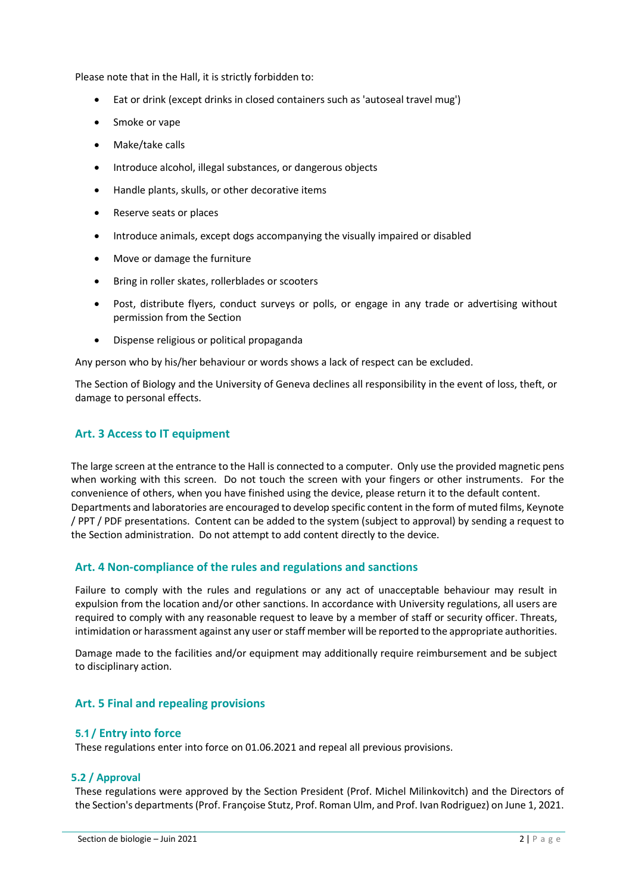Please note that in the Hall, it is strictly forbidden to:

- Eat or drink (except drinks in closed containers such as 'autoseal travel mug')
- Smoke or vape
- Make/take calls
- Introduce alcohol, illegal substances, or dangerous objects
- Handle plants, skulls, or other decorative items
- Reserve seats or places
- Introduce animals, except dogs accompanying the visually impaired or disabled
- Move or damage the furniture
- Bring in roller skates, rollerblades or scooters
- Post, distribute flyers, conduct surveys or polls, or engage in any trade or advertising without permission from the Section
- Dispense religious or political propaganda

Any person who by his/her behaviour or words shows a lack of respect can be excluded.

The Section of Biology and the University of Geneva declines all responsibility in the event of loss, theft, or damage to personal effects.

## Art. 3 Access to IT equipment

The large screen at the entrance to the Hall is connected to a computer. Only use the provided magnetic pens when working with this screen. Do not touch the screen with your fingers or other instruments. For the convenience of others, when you have finished using the device, please return it to the default content. Departments and laboratories are encouraged to develop specific content in the form of muted films, Keynote / PPT / PDF presentations. Content can be added to the system (subject to approval) by sending a request to the Section administration. Do not attempt to add content directly to the device.

## Art. 4 Non-compliance of the rules and regulations and sanctions

Failure to comply with the rules and regulations or any act of unacceptable behaviour may result in expulsion from the location and/or other sanctions. In accordance with University regulations, all users are required to comply with any reasonable request to leave by a member of staff or security officer. Threats, intimidation or harassment against any user or staff member will be reported to the appropriate authorities.

Damage made to the facilities and/or equipment may additionally require reimbursement and be subject to disciplinary action.

## Art. 5 Final and repealing provisions

### 5.1 / Entry into force

These regulations enter into force on 01.06.2021 and repeal all previous provisions.

### 5.2 / Approval

These regulations were approved by the Section President (Prof. Michel Milinkovitch) and the Directors of the Section's departments (Prof. Françoise Stutz, Prof. Roman Ulm, and Prof. Ivan Rodriguez) on June 1, 2021.